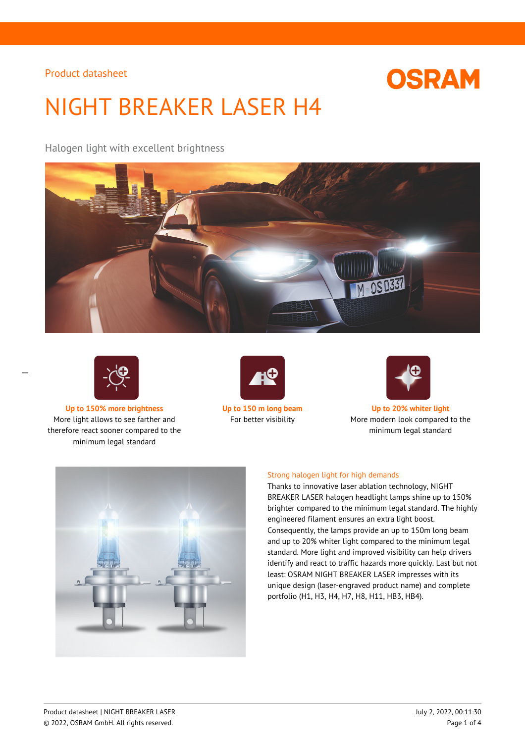Product datasheet

# NIGHT BREAKER LASER H4

Halogen light with excellent brightness

**Up to 150% more brightness**
More light allows to see farther and therefore react sooner compared to the minimum legal standard

**Up to 150 m long beam**
For better visibility

**Up to 20% whiter light**
More modern look compared to the minimum legal standard

## Strong halogen light for high demands

Thanks to innovative laser ablation technology, NIGHT BREAKER LASER halogen headlight lamps shine up to 150% brighter compared to the minimum legal standard. The highly engineered filament ensures an extra light boost. Consequently, the lamps provide an up to 150m long beam and up to 20% whiter light compared to the minimum legal standard. More light and improved visibility can help drivers identify and react to traffic hazards more quickly. Last but not least: OSRAM NIGHT BREAKER LASER impresses with its unique design (laser-engraved product name) and complete portfolio (H1, H3, H4, H7, H8, H11, HB3, HB4).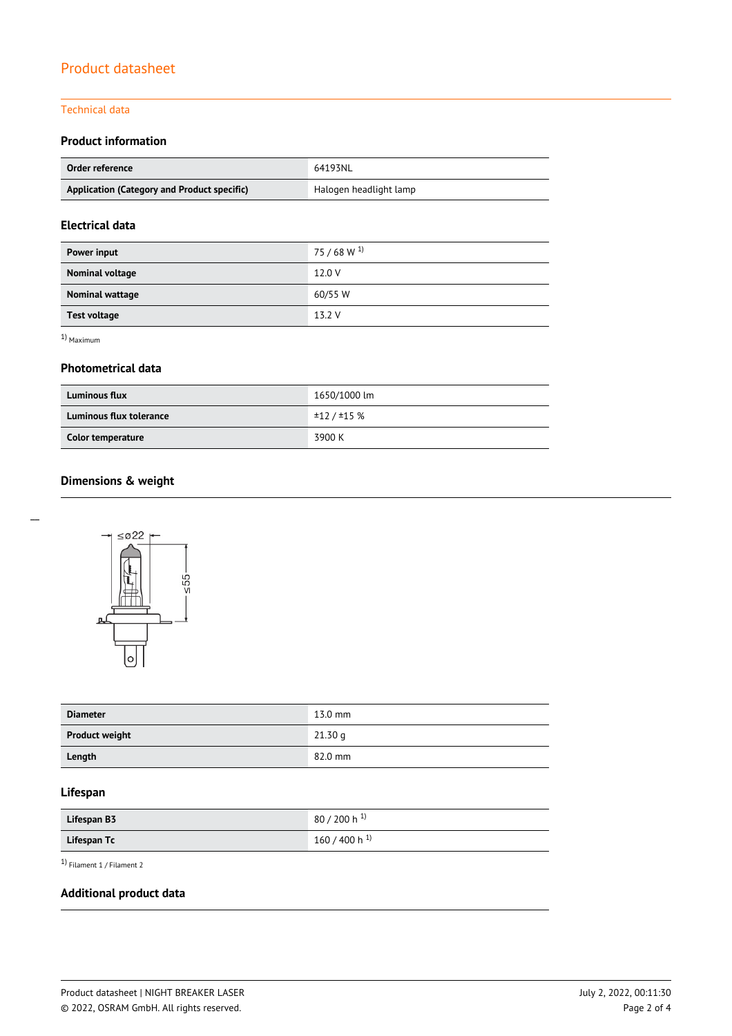# Product datasheet

## Technical data

### Product information

| | |
|---|---|
| **Order reference** | 64193NL |
| **Application (Category and Product specific)** | Halogen headlight lamp |

### Electrical data

| | |
|---|---|
| **Power input** | 75 / 68 W [1] |
| **Nominal voltage** | 12.0 V |
| **Nominal wattage** | 60/55 W |
| **Test voltage** | 13.2 V |

[1] Maximum

### Photometrical data

| | |
|---|---|
| **Luminous flux** | 1650/1000 lm |
| **Luminous flux tolerance** | ±12 / ±15 % |
| **Color temperature** | 3900 K |

### Dimensions & weight

≤ø22

≤55

| | |
|---|---|
| **Diameter** | 13.0 mm |
| **Product weight** | 21.30 g |
| **Length** | 82.0 mm |

### Lifespan

| | |
|---|---|
| **Lifespan B3** | 80 / 200 h [1] |
| **Lifespan Tc** | 160 / 400 h [1] |

[1] Filament 1 / Filament 2

### Additional product data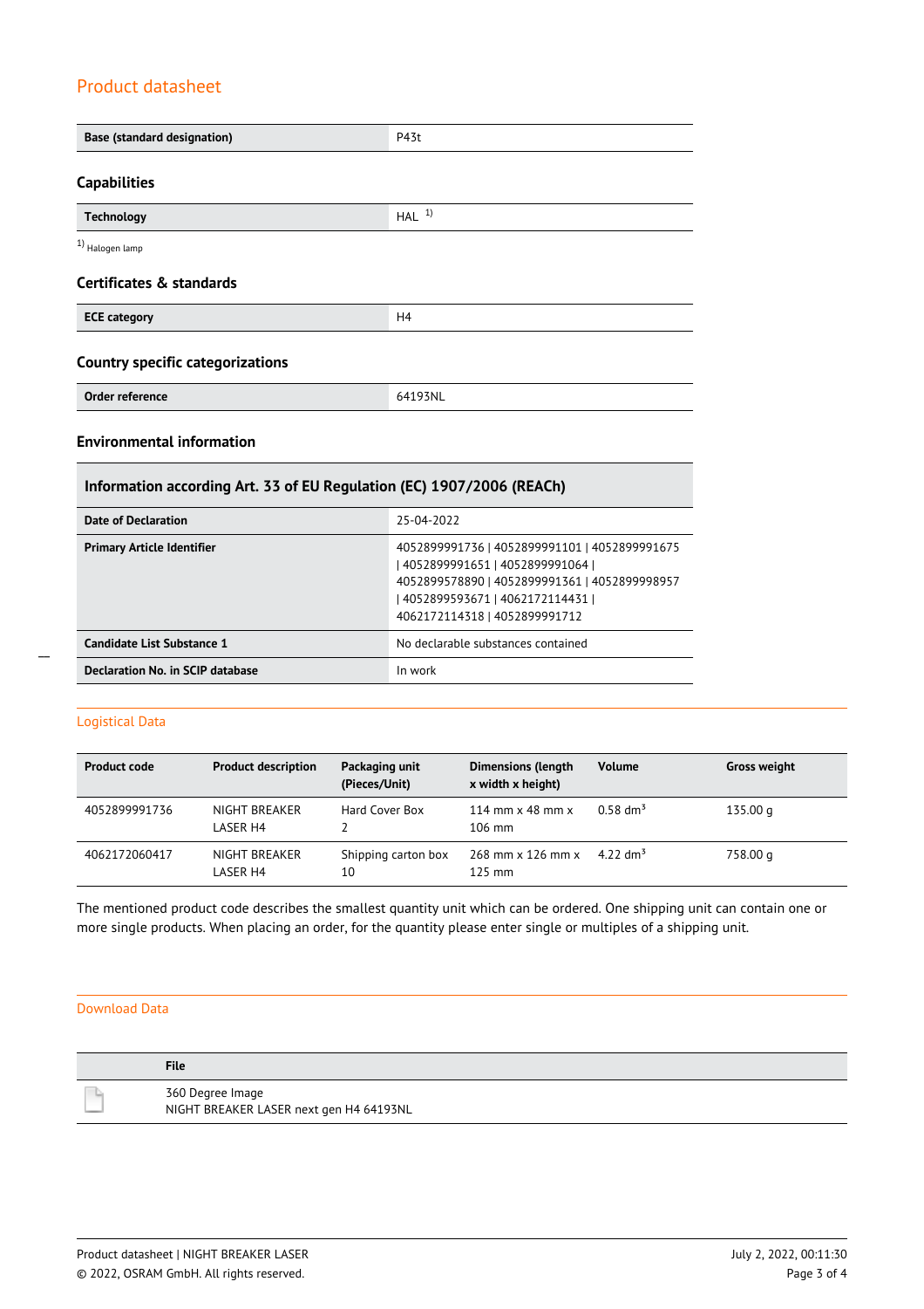## Product datasheet

| | |
|---|---|
| **Base (standard designation)** | P43t |

### Capabilities

| | |
|---|---|
| **Technology** | HAL [1] |

[1] Halogen lamp

### Certificates & standards

| | |
|---|---|
| **ECE category** | H4 |

### Country specific categorizations

| | |
|---|---|
| **Order reference** | 64193NL |

### Environmental information

| Information according Art. 33 of EU Regulation (EC) 1907/2006 (REACh) | |
|---|---|
| **Date of Declaration** | 25-04-2022 |
| **Primary Article Identifier** | 4052899991736 \| 4052899991101 \| 4052899991675 \| 4052899991651 \| 4052899991064 \| 4052899578890 \| 4052899991361 \| 4052899998957 \| 4052899593671 \| 4062172114431 \| 4062172114318 \| 4052899991712 |
| **Candidate List Substance 1** | No declarable substances contained |
| **Declaration No. in SCIP database** | In work |

## Logistical Data

| Product code | Product description | Packaging unit (Pieces/Unit) | Dimensions (length x width x height) | Volume | Gross weight |
|---|---|---|---|---|---|
| 4052899991736 | NIGHT BREAKER LASER H4 | Hard Cover Box 2 | 114 mm x 48 mm x 106 mm | 0.58 $dm^3$ | 135.00 g |
| 4062172060417 | NIGHT BREAKER LASER H4 | Shipping carton box 10 | 268 mm x 126 mm x 125 mm | 4.22 $dm^3$ | 758.00 g |

The mentioned product code describes the smallest quantity unit which can be ordered. One shipping unit can contain one or more single products. When placing an order, for the quantity please enter single or multiples of a shipping unit.

## Download Data

| | File |
|---|---|
| | 360 Degree Image<br>NIGHT BREAKER LASER next gen H4 64193NL |

Product datasheet | NIGHT BREAKER LASER
© 2022, OSRAM GmbH. All rights reserved.
July 2, 2022, 00:11:30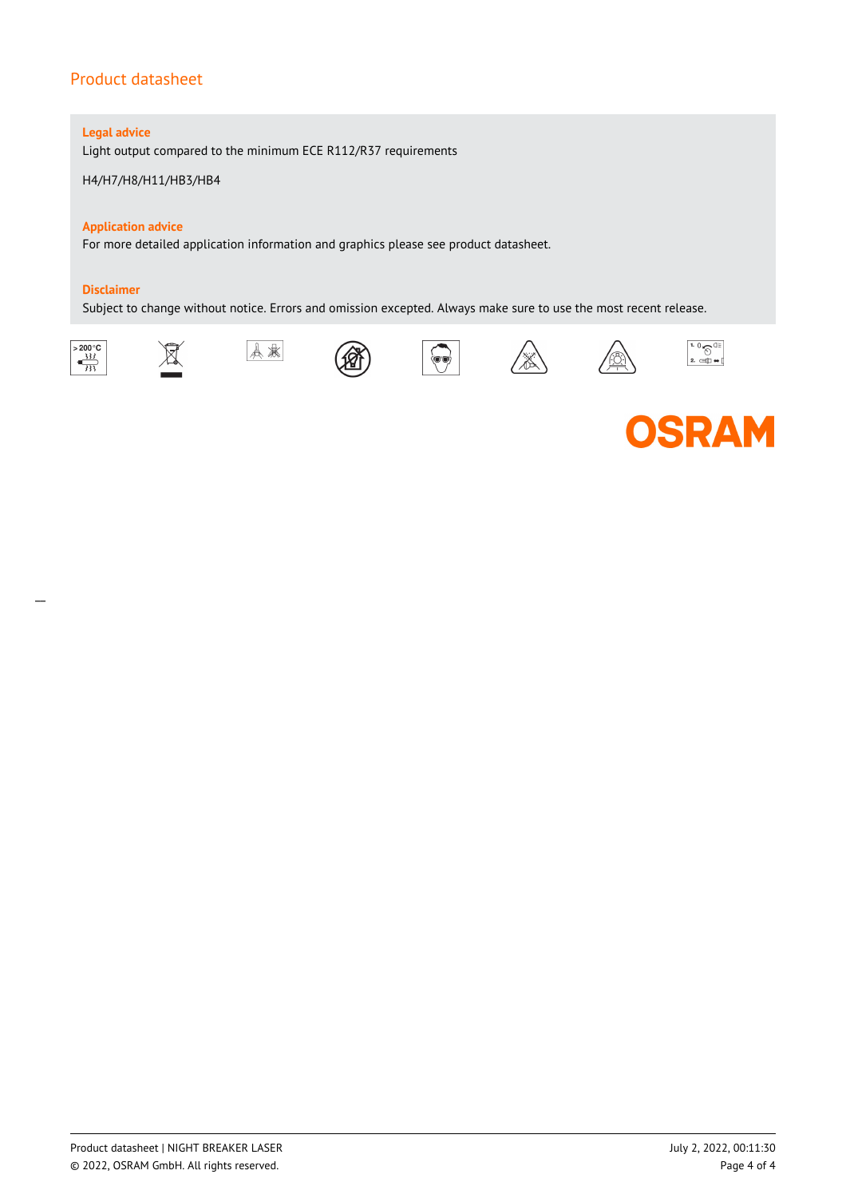### Legal advice

Light output compared to the minimum ECE R112/R37 requirements

H4/H7/H8/H11/HB3/HB4

### Application advice

For more detailed application information and graphics please see product datasheet.

### Disclaimer

Subject to change without notice. Errors and omission excepted. Always make sure to use the most recent release.

> 200°C

1. 0

2.